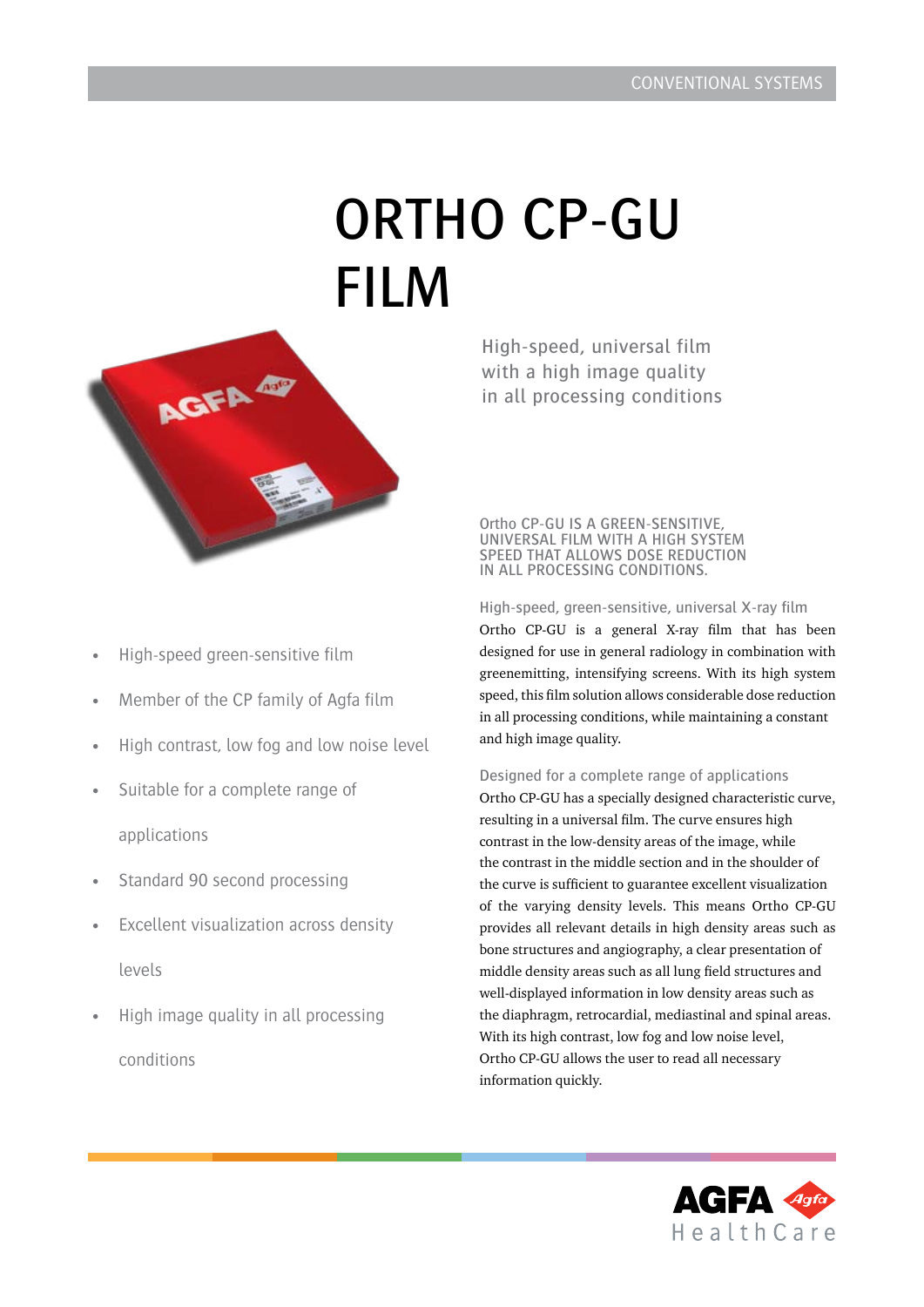CONVENTIONAL SYSTEMS

# ORTHO CP-GU FILM

High-speed, universal film with a high image quality in all processing conditions

- High-speed green-sensitive film
- Member of the CP family of Agfa film
- High contrast, low fog and low noise level
- Suitable for a complete range of applications
- Standard 90 second processing
- Excellent visualization across density levels
- High image quality in all processing conditions

ORTHO CP-GU IS A GREEN-SENSITIVE, UNIVERSAL FILM WITH A HIGH SYSTEM SPEED THAT ALLOWS DOSE REDUCTION IN ALL PROCESSING CONDITIONS.

## High-speed, green-sensitive, universal X-ray film

Ortho CP-GU is a general X-ray film that has been designed for use in general radiology in combination with greenemitting, intensifying screens. With its high system speed, this film solution allows considerable dose reduction in all processing conditions, while maintaining a constant and high image quality.

## Designed for a complete range of applications

Ortho CP-GU has a specially designed characteristic curve, resulting in a universal film. The curve ensures high contrast in the low-density areas of the image, while the contrast in the middle section and in the shoulder of the curve is sufficient to guarantee excellent visualization of the varying density levels. This means Ortho CP-GU provides all relevant details in high density areas such as bone structures and angiography, a clear presentation of middle density areas such as all lung field structures and well-displayed information in low density areas such as the diaphragm, retrocardial, mediastinal and spinal areas. With its high contrast, low fog and low noise level, Ortho CP-GU allows the user to read all necessary information quickly.

AGFA HealthCare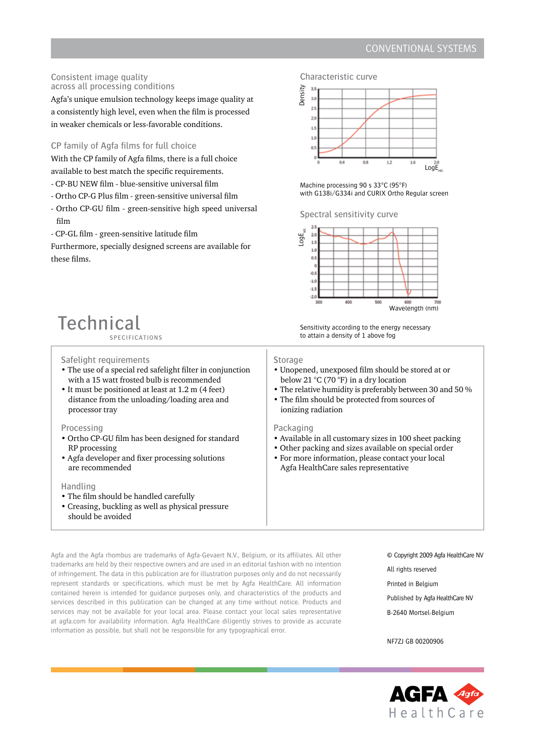## Consistent image quality across all processing conditions

Agfa's unique emulsion technology keeps image quality at a consistently high level, even when the film is processed in weaker chemicals or less-favorable conditions.

## CP family of Agfa films for full choice

With the CP family of Agfa films, there is a full choice available to best match the specific requirements.

- CP-BU NEW film - blue-sensitive universal film
- Ortho CP-G Plus film - green-sensitive universal film
- Ortho CP-GU film - green-sensitive high speed universal film
- CP-GL film - green-sensitive latitude film

Furthermore, specially designed screens are available for these films.

## Characteristic curve

Density
3.5
3.0
2.5
2.0
1.5
1.0
0.5
0
0.4
0.8
1.2
1.6
2.0
$LogE_{rel.}$

Machine processing 90 s 33°C (95°F)
with G138i/G334i and CURIX Ortho Regular screen

## Spectral sensitivity curve

$LogE_{rel.}$
2.5
2.0
1.5
1.0
0.5
0
-0.5
-1.0
-1.5
-2.0
300
400
500
600
700
Wavelength (nm)

Sensitivity according to the energy necessary to attain a density of 1 above fog

# Technical

SPECIFICATIONS

### Safelight requirements

- The use of a special red safelight filter in conjunction with a 15 watt frosted bulb is recommended
- It must be positioned at least at 1.2 m (4 feet) distance from the unloading/loading area and processor tray

### Processing

- Ortho CP-GU film has been designed for standard RP processing
- Agfa developer and fixer processing solutions are recommended

### Handling

- The film should be handled carefully
- Creasing, buckling as well as physical pressure should be avoided

### Storage

- Unopened, unexposed film should be stored at or below 21 °C (70 °F) in a dry location
- The relative humidity is preferably between 30 and 50 %
- The film should be protected from sources of ionizing radiation

### Packaging

- Available in all customary sizes in 100 sheet packing
- Other packing and sizes available on special order
- For more information, please contact your local Agfa HealthCare sales representative

Agfa and the Agfa rhombus are trademarks of Agfa-Gevaert N.V., Belgium, or its affiliates. All other trademarks are held by their respective owners and are used in an editorial fashion with no intention of infringement. The data in this publication are for illustration purposes only and do not necessarily represent standards or specifications, which must be met by Agfa HealthCare. All information contained herein is intended for guidance purposes only, and characteristics of the products and services described in this publication can be changed at any time without notice. Products and services may not be available for your local area. Please contact your local sales representative at agfa.com for availability information. Agfa HealthCare diligently strives to provide as accurate information as possible, but shall not be responsible for any typographical error.

© Copyright 2009 Agfa HealthCare NV
All rights reserved
Printed in Belgium
Published by Agfa HealthCare NV
B-2640 Mortsel-Belgium

NF7ZJ GB 00200906

AGFA HealthCare